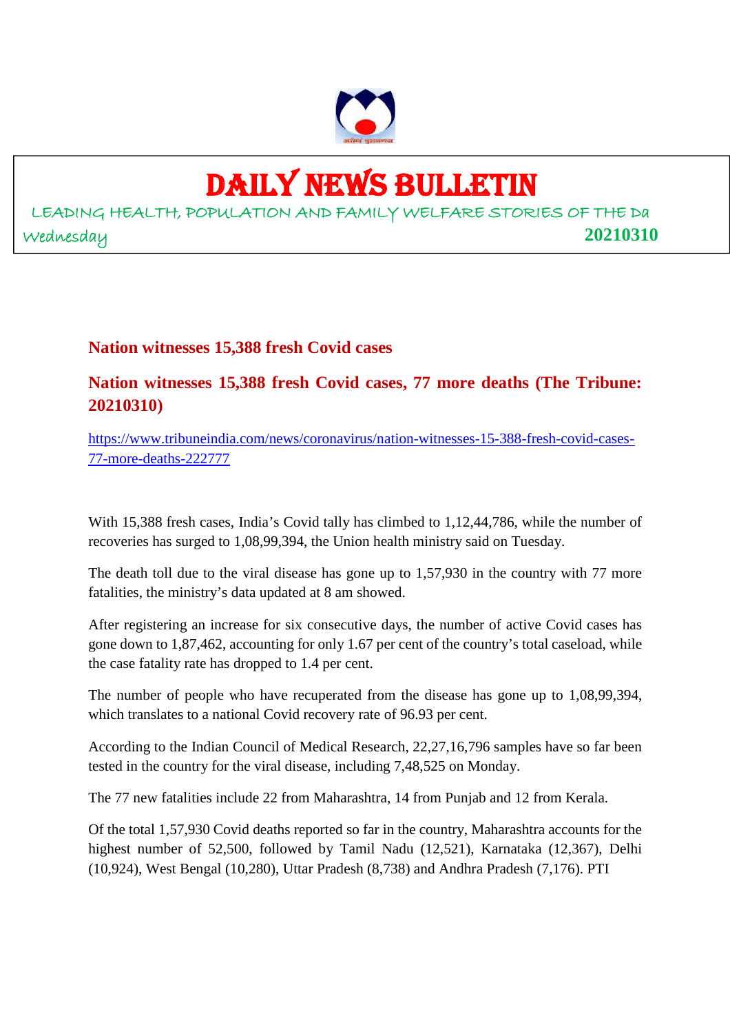# DAILY NEWS BULLETIN

LEADING HEALTH, POPULATION AND FAMILY WELFARE STORIES OF THE Da

Wednesday **20210310**

## Nation witnesses 15,388 fresh Covid cases

## Nation witnesses 15,388 fresh Covid cases, 77 more deaths (The Tribune: 20210310)

https://www.tribuneindia.com/news/coronavirus/nation-witnesses-15-388-fresh-covid-cases-77-more-deaths-222777

With 15,388 fresh cases, India's Covid tally has climbed to 1,12,44,786, while the number of recoveries has surged to 1,08,99,394, the Union health ministry said on Tuesday.

The death toll due to the viral disease has gone up to 1,57,930 in the country with 77 more fatalities, the ministry's data updated at 8 am showed.

After registering an increase for six consecutive days, the number of active Covid cases has gone down to 1,87,462, accounting for only 1.67 per cent of the country's total caseload, while the case fatality rate has dropped to 1.4 per cent.

The number of people who have recuperated from the disease has gone up to 1,08,99,394, which translates to a national Covid recovery rate of 96.93 per cent.

According to the Indian Council of Medical Research, 22,27,16,796 samples have so far been tested in the country for the viral disease, including 7,48,525 on Monday.

The 77 new fatalities include 22 from Maharashtra, 14 from Punjab and 12 from Kerala.

Of the total 1,57,930 Covid deaths reported so far in the country, Maharashtra accounts for the highest number of 52,500, followed by Tamil Nadu (12,521), Karnataka (12,367), Delhi (10,924), West Bengal (10,280), Uttar Pradesh (8,738) and Andhra Pradesh (7,176). PTI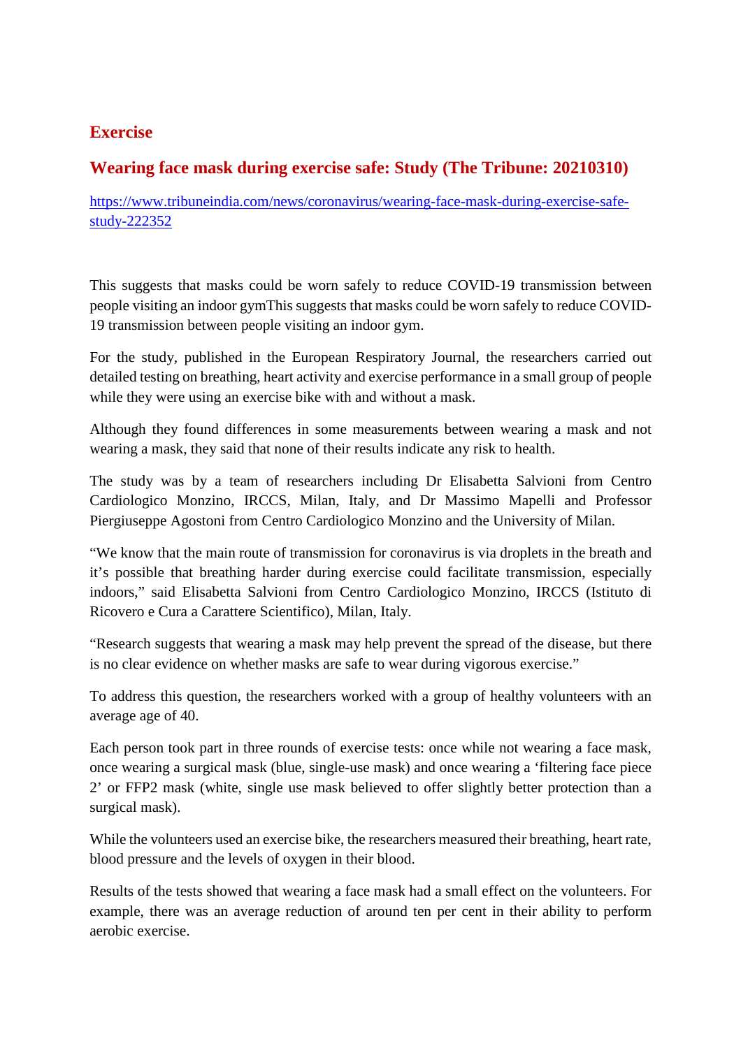## Exercise

## Wearing face mask during exercise safe: Study (The Tribune: 20210310)

[https://www.tribuneindia.com/news/coronavirus/wearing-face-mask-during-exercise-safe-study-222352](https://www.tribuneindia.com/news/coronavirus/wearing-face-mask-during-exercise-safe-study-222352)

This suggests that masks could be worn safely to reduce COVID-19 transmission between people visiting an indoor gymThis suggests that masks could be worn safely to reduce COVID-19 transmission between people visiting an indoor gym.

For the study, published in the European Respiratory Journal, the researchers carried out detailed testing on breathing, heart activity and exercise performance in a small group of people while they were using an exercise bike with and without a mask.

Although they found differences in some measurements between wearing a mask and not wearing a mask, they said that none of their results indicate any risk to health.

The study was by a team of researchers including Dr Elisabetta Salvioni from Centro Cardiologico Monzino, IRCCS, Milan, Italy, and Dr Massimo Mapelli and Professor Piergiuseppe Agostoni from Centro Cardiologico Monzino and the University of Milan.

"We know that the main route of transmission for coronavirus is via droplets in the breath and it's possible that breathing harder during exercise could facilitate transmission, especially indoors," said Elisabetta Salvioni from Centro Cardiologico Monzino, IRCCS (Istituto di Ricovero e Cura a Carattere Scientifico), Milan, Italy.

"Research suggests that wearing a mask may help prevent the spread of the disease, but there is no clear evidence on whether masks are safe to wear during vigorous exercise."

To address this question, the researchers worked with a group of healthy volunteers with an average age of 40.

Each person took part in three rounds of exercise tests: once while not wearing a face mask, once wearing a surgical mask (blue, single-use mask) and once wearing a 'filtering face piece 2' or FFP2 mask (white, single use mask believed to offer slightly better protection than a surgical mask).

While the volunteers used an exercise bike, the researchers measured their breathing, heart rate, blood pressure and the levels of oxygen in their blood.

Results of the tests showed that wearing a face mask had a small effect on the volunteers. For example, there was an average reduction of around ten per cent in their ability to perform aerobic exercise.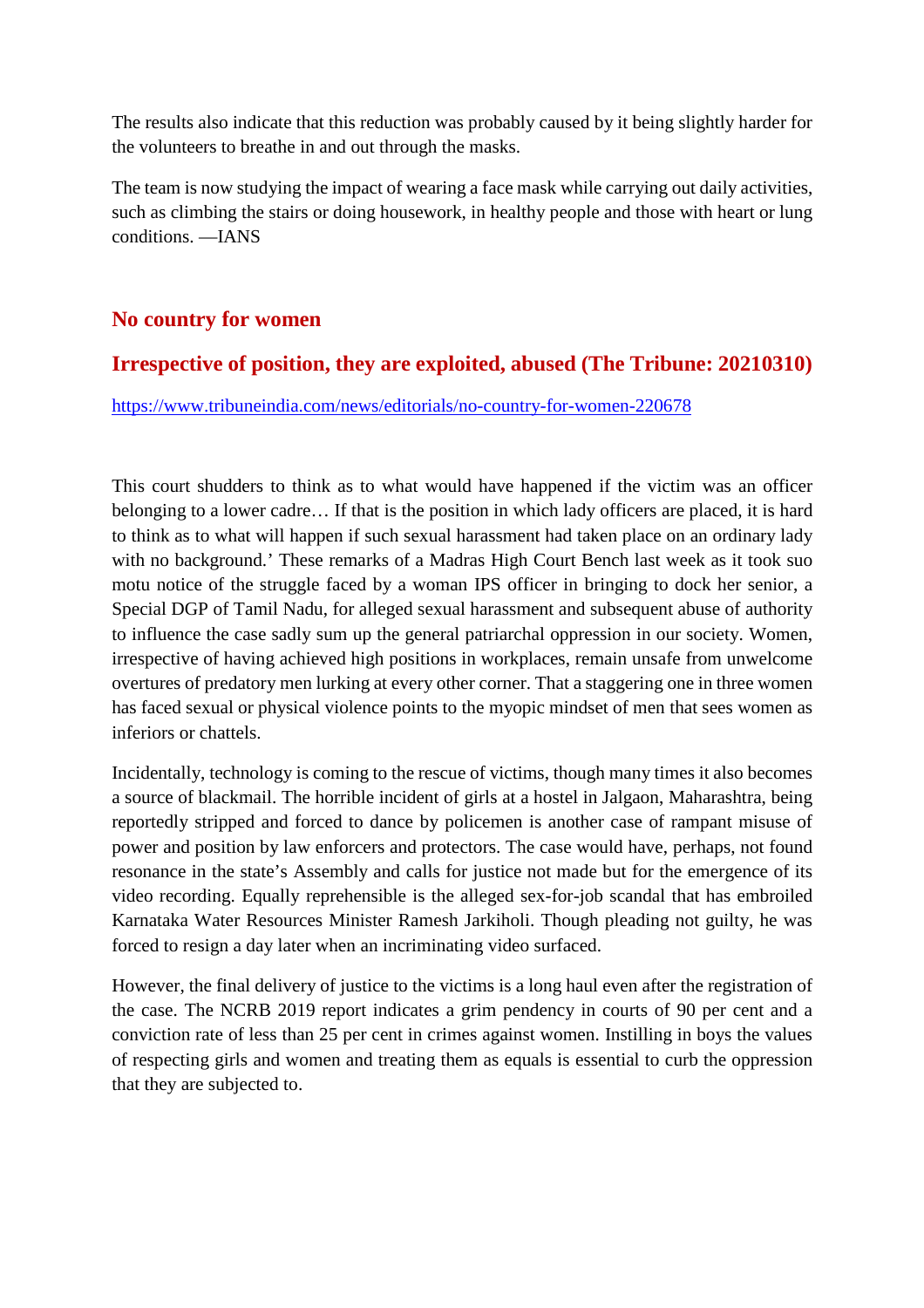The results also indicate that this reduction was probably caused by it being slightly harder for the volunteers to breathe in and out through the masks.

The team is now studying the impact of wearing a face mask while carrying out daily activities, such as climbing the stairs or doing housework, in healthy people and those with heart or lung conditions. —IANS

## No country for women

## Irrespective of position, they are exploited, abused (The Tribune: 20210310)

https://www.tribuneindia.com/news/editorials/no-country-for-women-220678

This court shudders to think as to what would have happened if the victim was an officer belonging to a lower cadre… If that is the position in which lady officers are placed, it is hard to think as to what will happen if such sexual harassment had taken place on an ordinary lady with no background.' These remarks of a Madras High Court Bench last week as it took suo motu notice of the struggle faced by a woman IPS officer in bringing to dock her senior, a Special DGP of Tamil Nadu, for alleged sexual harassment and subsequent abuse of authority to influence the case sadly sum up the general patriarchal oppression in our society. Women, irrespective of having achieved high positions in workplaces, remain unsafe from unwelcome overtures of predatory men lurking at every other corner. That a staggering one in three women has faced sexual or physical violence points to the myopic mindset of men that sees women as inferiors or chattels.

Incidentally, technology is coming to the rescue of victims, though many times it also becomes a source of blackmail. The horrible incident of girls at a hostel in Jalgaon, Maharashtra, being reportedly stripped and forced to dance by policemen is another case of rampant misuse of power and position by law enforcers and protectors. The case would have, perhaps, not found resonance in the state's Assembly and calls for justice not made but for the emergence of its video recording. Equally reprehensible is the alleged sex-for-job scandal that has embroiled Karnataka Water Resources Minister Ramesh Jarkiholi. Though pleading not guilty, he was forced to resign a day later when an incriminating video surfaced.

However, the final delivery of justice to the victims is a long haul even after the registration of the case. The NCRB 2019 report indicates a grim pendency in courts of 90 per cent and a conviction rate of less than 25 per cent in crimes against women. Instilling in boys the values of respecting girls and women and treating them as equals is essential to curb the oppression that they are subjected to.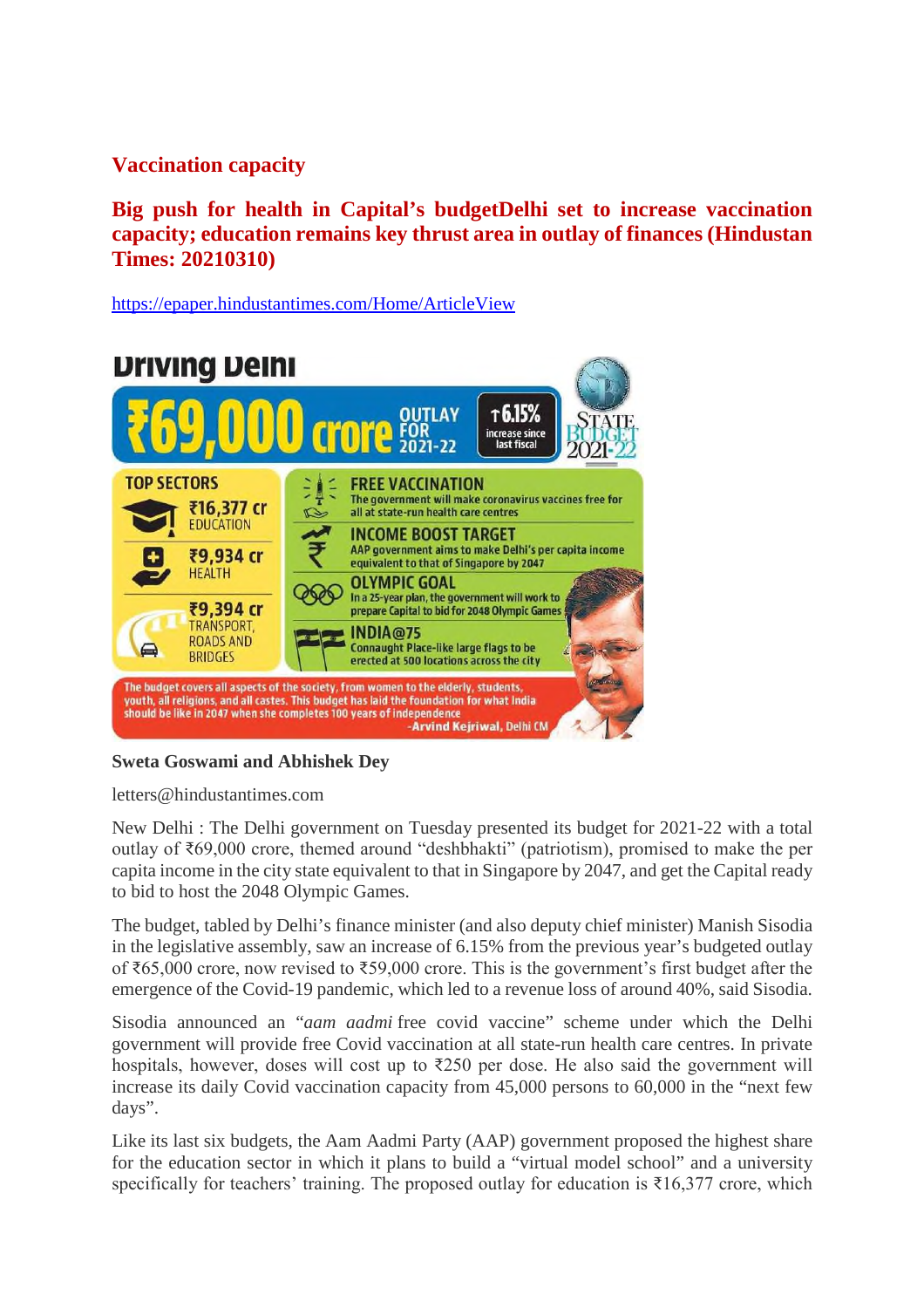## Vaccination capacity

### Big push for health in Capital's budgetDelhi set to increase vaccination capacity; education remains key thrust area in outlay of finances (Hindustan Times: 20210310)

https://epaper.hindustantimes.com/Home/ArticleView

**Driving Delhi**

**₹69,000 crore** OUTLAY FOR 2021-22 | ↑6.15% increase since last fiscal | STATE BUDGET 2021-22

**TOP SECTORS**

- ₹16,377 cr EDUCATION
- ₹9,934 cr HEALTH
- ₹9,394 cr TRANSPORT, ROADS AND BRIDGES

**FREE VACCINATION**
The government will make coronavirus vaccines free for all at state-run health care centres

**INCOME BOOST TARGET**
AAP government aims to make Delhi's per capita income equivalent to that of Singapore by 2047

**OLYMPIC GOAL**
In a 25-year plan, the government will work to prepare Capital to bid for 2048 Olympic Games

**INDIA@75**
Connaught Place-like large flags to be erected at 500 locations across the city

The budget covers all aspects of the society, from women to the elderly, students, youth, all religions, and all castes. This budget has laid the foundation for what India should be like in 2047 when she completes 100 years of independence
-Arvind Kejriwal, Delhi CM

**Sweta Goswami and Abhishek Dey**

letters@hindustantimes.com

New Delhi : The Delhi government on Tuesday presented its budget for 2021-22 with a total outlay of ₹69,000 crore, themed around "deshbhakti" (patriotism), promised to make the per capita income in the city state equivalent to that in Singapore by 2047, and get the Capital ready to bid to host the 2048 Olympic Games.

The budget, tabled by Delhi's finance minister (and also deputy chief minister) Manish Sisodia in the legislative assembly, saw an increase of 6.15% from the previous year's budgeted outlay of ₹65,000 crore, now revised to ₹59,000 crore. This is the government's first budget after the emergence of the Covid-19 pandemic, which led to a revenue loss of around 40%, said Sisodia.

Sisodia announced an "*aam aadmi* free covid vaccine" scheme under which the Delhi government will provide free Covid vaccination at all state-run health care centres. In private hospitals, however, doses will cost up to ₹250 per dose. He also said the government will increase its daily Covid vaccination capacity from 45,000 persons to 60,000 in the "next few days".

Like its last six budgets, the Aam Aadmi Party (AAP) government proposed the highest share for the education sector in which it plans to build a "virtual model school" and a university specifically for teachers' training. The proposed outlay for education is ₹16,377 crore, which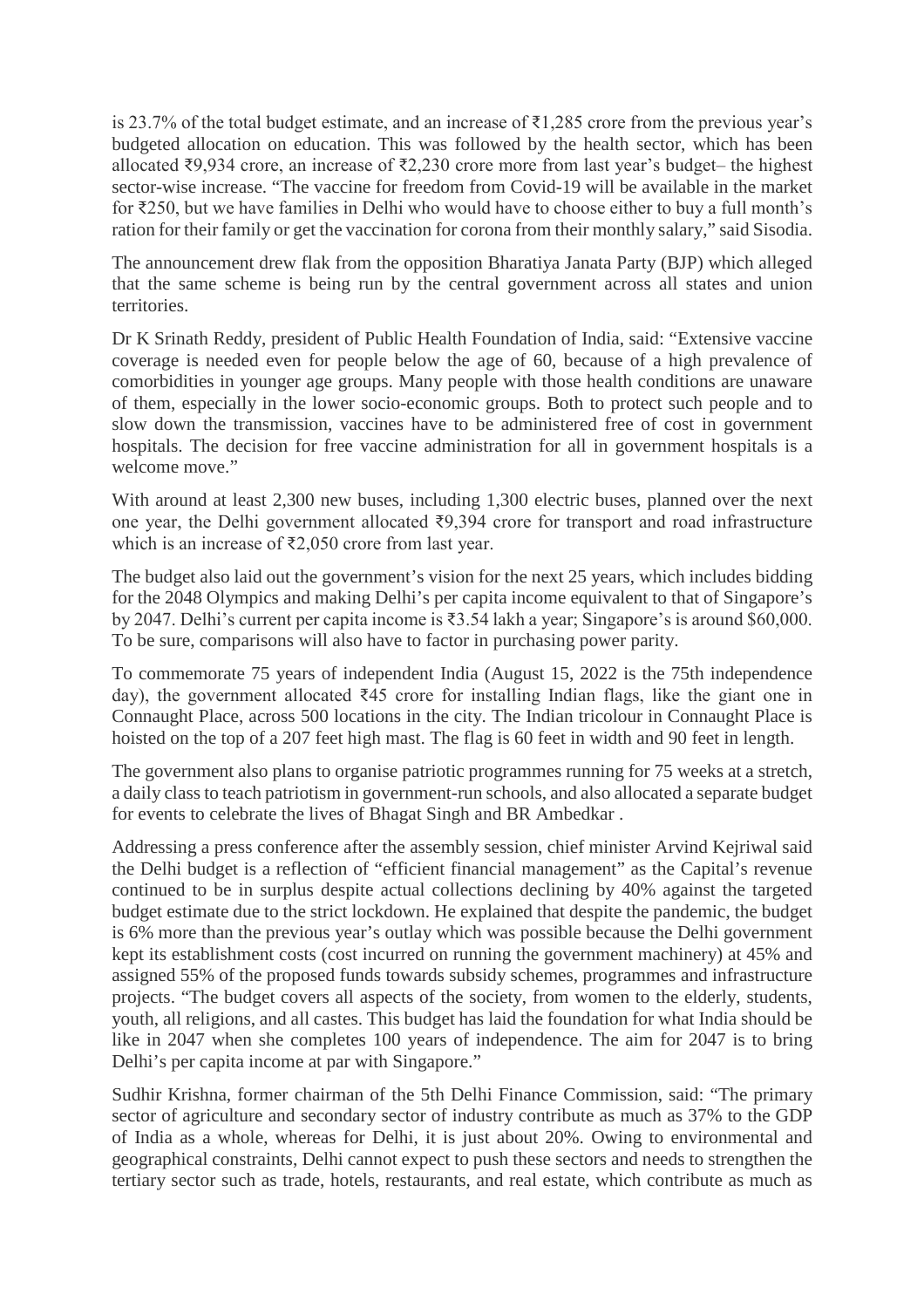is 23.7% of the total budget estimate, and an increase of ₹1,285 crore from the previous year's budgeted allocation on education. This was followed by the health sector, which has been allocated ₹9,934 crore, an increase of ₹2,230 crore more from last year's budget– the highest sector-wise increase. "The vaccine for freedom from Covid-19 will be available in the market for ₹250, but we have families in Delhi who would have to choose either to buy a full month's ration for their family or get the vaccination for corona from their monthly salary," said Sisodia.

The announcement drew flak from the opposition Bharatiya Janata Party (BJP) which alleged that the same scheme is being run by the central government across all states and union territories.

Dr K Srinath Reddy, president of Public Health Foundation of India, said: "Extensive vaccine coverage is needed even for people below the age of 60, because of a high prevalence of comorbidities in younger age groups. Many people with those health conditions are unaware of them, especially in the lower socio-economic groups. Both to protect such people and to slow down the transmission, vaccines have to be administered free of cost in government hospitals. The decision for free vaccine administration for all in government hospitals is a welcome move."

With around at least 2,300 new buses, including 1,300 electric buses, planned over the next one year, the Delhi government allocated ₹9,394 crore for transport and road infrastructure which is an increase of ₹2,050 crore from last year.

The budget also laid out the government's vision for the next 25 years, which includes bidding for the 2048 Olympics and making Delhi's per capita income equivalent to that of Singapore's by 2047. Delhi's current per capita income is ₹3.54 lakh a year; Singapore's is around $60,000. To be sure, comparisons will also have to factor in purchasing power parity.

To commemorate 75 years of independent India (August 15, 2022 is the 75th independence day), the government allocated ₹45 crore for installing Indian flags, like the giant one in Connaught Place, across 500 locations in the city. The Indian tricolour in Connaught Place is hoisted on the top of a 207 feet high mast. The flag is 60 feet in width and 90 feet in length.

The government also plans to organise patriotic programmes running for 75 weeks at a stretch, a daily class to teach patriotism in government-run schools, and also allocated a separate budget for events to celebrate the lives of Bhagat Singh and BR Ambedkar .

Addressing a press conference after the assembly session, chief minister Arvind Kejriwal said the Delhi budget is a reflection of "efficient financial management" as the Capital's revenue continued to be in surplus despite actual collections declining by 40% against the targeted budget estimate due to the strict lockdown. He explained that despite the pandemic, the budget is 6% more than the previous year's outlay which was possible because the Delhi government kept its establishment costs (cost incurred on running the government machinery) at 45% and assigned 55% of the proposed funds towards subsidy schemes, programmes and infrastructure projects. "The budget covers all aspects of the society, from women to the elderly, students, youth, all religions, and all castes. This budget has laid the foundation for what India should be like in 2047 when she completes 100 years of independence. The aim for 2047 is to bring Delhi's per capita income at par with Singapore."

Sudhir Krishna, former chairman of the 5th Delhi Finance Commission, said: "The primary sector of agriculture and secondary sector of industry contribute as much as 37% to the GDP of India as a whole, whereas for Delhi, it is just about 20%. Owing to environmental and geographical constraints, Delhi cannot expect to push these sectors and needs to strengthen the tertiary sector such as trade, hotels, restaurants, and real estate, which contribute as much as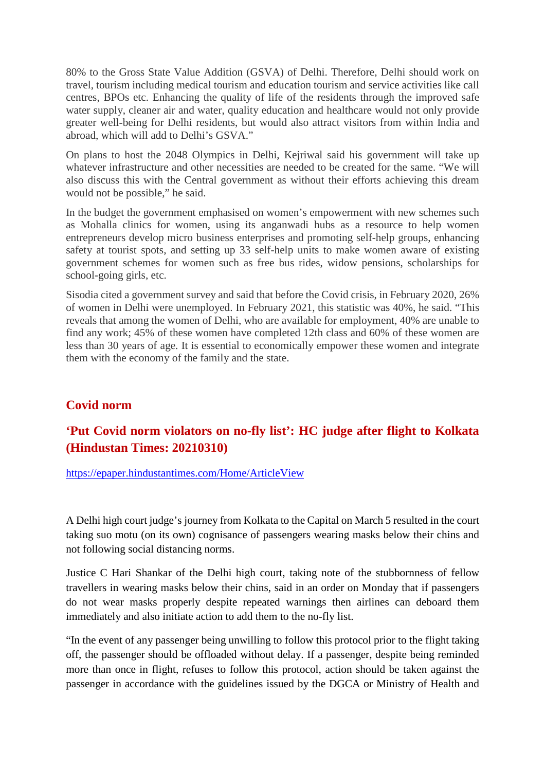80% to the Gross State Value Addition (GSVA) of Delhi. Therefore, Delhi should work on travel, tourism including medical tourism and education tourism and service activities like call centres, BPOs etc. Enhancing the quality of life of the residents through the improved safe water supply, cleaner air and water, quality education and healthcare would not only provide greater well-being for Delhi residents, but would also attract visitors from within India and abroad, which will add to Delhi's GSVA."

On plans to host the 2048 Olympics in Delhi, Kejriwal said his government will take up whatever infrastructure and other necessities are needed to be created for the same. "We will also discuss this with the Central government as without their efforts achieving this dream would not be possible," he said.

In the budget the government emphasised on women's empowerment with new schemes such as Mohalla clinics for women, using its anganwadi hubs as a resource to help women entrepreneurs develop micro business enterprises and promoting self-help groups, enhancing safety at tourist spots, and setting up 33 self-help units to make women aware of existing government schemes for women such as free bus rides, widow pensions, scholarships for school-going girls, etc.

Sisodia cited a government survey and said that before the Covid crisis, in February 2020, 26% of women in Delhi were unemployed. In February 2021, this statistic was 40%, he said. "This reveals that among the women of Delhi, who are available for employment, 40% are unable to find any work; 45% of these women have completed 12th class and 60% of these women are less than 30 years of age. It is essential to economically empower these women and integrate them with the economy of the family and the state.

## Covid norm

### 'Put Covid norm violators on no-fly list': HC judge after flight to Kolkata (Hindustan Times: 20210310)

https://epaper.hindustantimes.com/Home/ArticleView

A Delhi high court judge's journey from Kolkata to the Capital on March 5 resulted in the court taking suo motu (on its own) cognisance of passengers wearing masks below their chins and not following social distancing norms.

Justice C Hari Shankar of the Delhi high court, taking note of the stubbornness of fellow travellers in wearing masks below their chins, said in an order on Monday that if passengers do not wear masks properly despite repeated warnings then airlines can deboard them immediately and also initiate action to add them to the no-fly list.

"In the event of any passenger being unwilling to follow this protocol prior to the flight taking off, the passenger should be offloaded without delay. If a passenger, despite being reminded more than once in flight, refuses to follow this protocol, action should be taken against the passenger in accordance with the guidelines issued by the DGCA or Ministry of Health and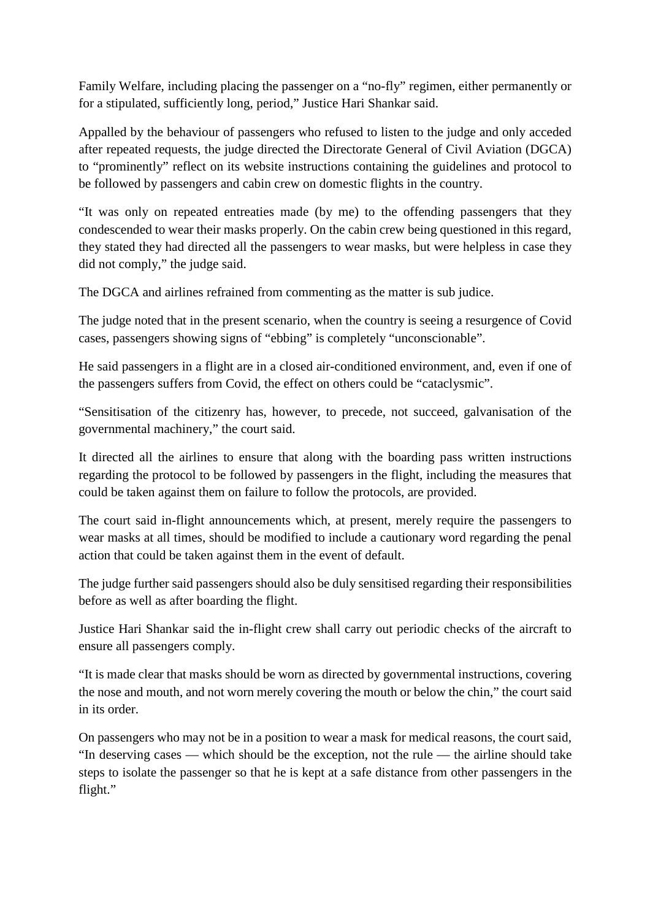Family Welfare, including placing the passenger on a "no-fly" regimen, either permanently or for a stipulated, sufficiently long, period," Justice Hari Shankar said.

Appalled by the behaviour of passengers who refused to listen to the judge and only acceded after repeated requests, the judge directed the Directorate General of Civil Aviation (DGCA) to "prominently" reflect on its website instructions containing the guidelines and protocol to be followed by passengers and cabin crew on domestic flights in the country.

"It was only on repeated entreaties made (by me) to the offending passengers that they condescended to wear their masks properly. On the cabin crew being questioned in this regard, they stated they had directed all the passengers to wear masks, but were helpless in case they did not comply," the judge said.

The DGCA and airlines refrained from commenting as the matter is sub judice.

The judge noted that in the present scenario, when the country is seeing a resurgence of Covid cases, passengers showing signs of "ebbing" is completely "unconscionable".

He said passengers in a flight are in a closed air-conditioned environment, and, even if one of the passengers suffers from Covid, the effect on others could be "cataclysmic".

"Sensitisation of the citizenry has, however, to precede, not succeed, galvanisation of the governmental machinery," the court said.

It directed all the airlines to ensure that along with the boarding pass written instructions regarding the protocol to be followed by passengers in the flight, including the measures that could be taken against them on failure to follow the protocols, are provided.

The court said in-flight announcements which, at present, merely require the passengers to wear masks at all times, should be modified to include a cautionary word regarding the penal action that could be taken against them in the event of default.

The judge further said passengers should also be duly sensitised regarding their responsibilities before as well as after boarding the flight.

Justice Hari Shankar said the in-flight crew shall carry out periodic checks of the aircraft to ensure all passengers comply.

"It is made clear that masks should be worn as directed by governmental instructions, covering the nose and mouth, and not worn merely covering the mouth or below the chin," the court said in its order.

On passengers who may not be in a position to wear a mask for medical reasons, the court said, "In deserving cases — which should be the exception, not the rule — the airline should take steps to isolate the passenger so that he is kept at a safe distance from other passengers in the flight."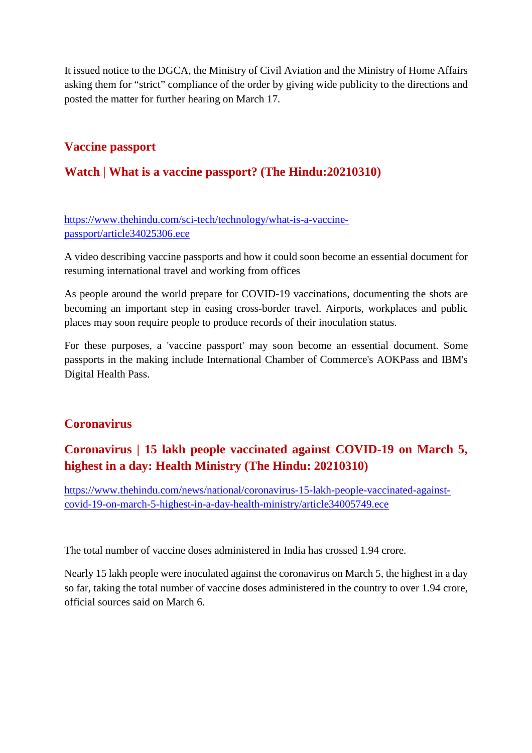It issued notice to the DGCA, the Ministry of Civil Aviation and the Ministry of Home Affairs asking them for "strict" compliance of the order by giving wide publicity to the directions and posted the matter for further hearing on March 17.

## Vaccine passport

### Watch | What is a vaccine passport? (The Hindu:20210310)

https://www.thehindu.com/sci-tech/technology/what-is-a-vaccine-passport/article34025306.ece

A video describing vaccine passports and how it could soon become an essential document for resuming international travel and working from offices

As people around the world prepare for COVID-19 vaccinations, documenting the shots are becoming an important step in easing cross-border travel. Airports, workplaces and public places may soon require people to produce records of their inoculation status.

For these purposes, a 'vaccine passport' may soon become an essential document. Some passports in the making include International Chamber of Commerce's AOKPass and IBM's Digital Health Pass.

## Coronavirus

### Coronavirus | 15 lakh people vaccinated against COVID-19 on March 5, highest in a day: Health Ministry (The Hindu: 20210310)

https://www.thehindu.com/news/national/coronavirus-15-lakh-people-vaccinated-against-covid-19-on-march-5-highest-in-a-day-health-ministry/article34005749.ece

The total number of vaccine doses administered in India has crossed 1.94 crore.

Nearly 15 lakh people were inoculated against the coronavirus on March 5, the highest in a day so far, taking the total number of vaccine doses administered in the country to over 1.94 crore, official sources said on March 6.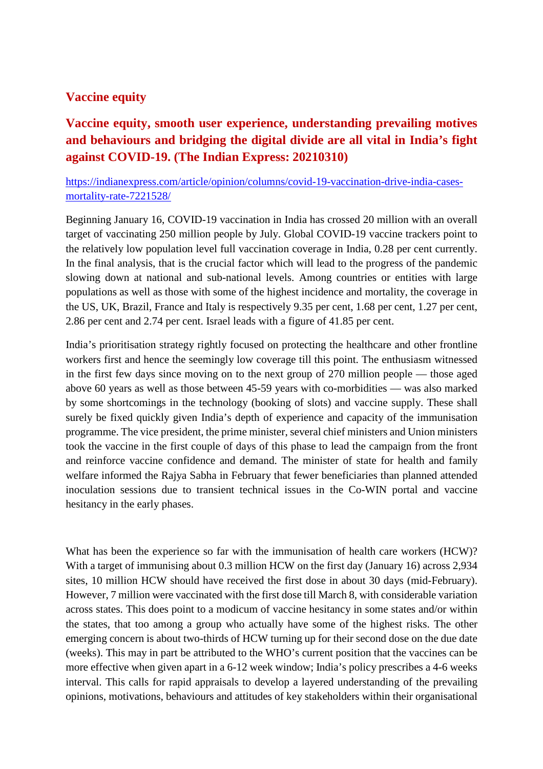## Vaccine equity

### Vaccine equity, smooth user experience, understanding prevailing motives and behaviours and bridging the digital divide are all vital in India's fight against COVID-19. (The Indian Express: 20210310)

https://indianexpress.com/article/opinion/columns/covid-19-vaccination-drive-india-cases-mortality-rate-7221528/

Beginning January 16, COVID-19 vaccination in India has crossed 20 million with an overall target of vaccinating 250 million people by July. Global COVID-19 vaccine trackers point to the relatively low population level full vaccination coverage in India, 0.28 per cent currently. In the final analysis, that is the crucial factor which will lead to the progress of the pandemic slowing down at national and sub-national levels. Among countries or entities with large populations as well as those with some of the highest incidence and mortality, the coverage in the US, UK, Brazil, France and Italy is respectively 9.35 per cent, 1.68 per cent, 1.27 per cent, 2.86 per cent and 2.74 per cent. Israel leads with a figure of 41.85 per cent.

India's prioritisation strategy rightly focused on protecting the healthcare and other frontline workers first and hence the seemingly low coverage till this point. The enthusiasm witnessed in the first few days since moving on to the next group of 270 million people — those aged above 60 years as well as those between 45-59 years with co-morbidities — was also marked by some shortcomings in the technology (booking of slots) and vaccine supply. These shall surely be fixed quickly given India's depth of experience and capacity of the immunisation programme. The vice president, the prime minister, several chief ministers and Union ministers took the vaccine in the first couple of days of this phase to lead the campaign from the front and reinforce vaccine confidence and demand. The minister of state for health and family welfare informed the Rajya Sabha in February that fewer beneficiaries than planned attended inoculation sessions due to transient technical issues in the Co-WIN portal and vaccine hesitancy in the early phases.

What has been the experience so far with the immunisation of health care workers (HCW)? With a target of immunising about 0.3 million HCW on the first day (January 16) across 2,934 sites, 10 million HCW should have received the first dose in about 30 days (mid-February). However, 7 million were vaccinated with the first dose till March 8, with considerable variation across states. This does point to a modicum of vaccine hesitancy in some states and/or within the states, that too among a group who actually have some of the highest risks. The other emerging concern is about two-thirds of HCW turning up for their second dose on the due date (weeks). This may in part be attributed to the WHO's current position that the vaccines can be more effective when given apart in a 6-12 week window; India's policy prescribes a 4-6 weeks interval. This calls for rapid appraisals to develop a layered understanding of the prevailing opinions, motivations, behaviours and attitudes of key stakeholders within their organisational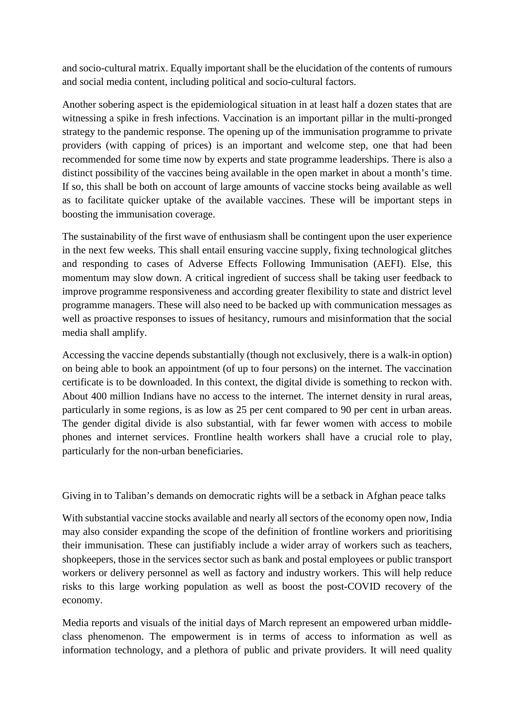and socio-cultural matrix. Equally important shall be the elucidation of the contents of rumours and social media content, including political and socio-cultural factors.

Another sobering aspect is the epidemiological situation in at least half a dozen states that are witnessing a spike in fresh infections. Vaccination is an important pillar in the multi-pronged strategy to the pandemic response. The opening up of the immunisation programme to private providers (with capping of prices) is an important and welcome step, one that had been recommended for some time now by experts and state programme leaderships. There is also a distinct possibility of the vaccines being available in the open market in about a month's time. If so, this shall be both on account of large amounts of vaccine stocks being available as well as to facilitate quicker uptake of the available vaccines. These will be important steps in boosting the immunisation coverage.

The sustainability of the first wave of enthusiasm shall be contingent upon the user experience in the next few weeks. This shall entail ensuring vaccine supply, fixing technological glitches and responding to cases of Adverse Effects Following Immunisation (AEFI). Else, this momentum may slow down. A critical ingredient of success shall be taking user feedback to improve programme responsiveness and according greater flexibility to state and district level programme managers. These will also need to be backed up with communication messages as well as proactive responses to issues of hesitancy, rumours and misinformation that the social media shall amplify.

Accessing the vaccine depends substantially (though not exclusively, there is a walk-in option) on being able to book an appointment (of up to four persons) on the internet. The vaccination certificate is to be downloaded. In this context, the digital divide is something to reckon with. About 400 million Indians have no access to the internet. The internet density in rural areas, particularly in some regions, is as low as 25 per cent compared to 90 per cent in urban areas. The gender digital divide is also substantial, with far fewer women with access to mobile phones and internet services. Frontline health workers shall have a crucial role to play, particularly for the non-urban beneficiaries.

Giving in to Taliban's demands on democratic rights will be a setback in Afghan peace talks

With substantial vaccine stocks available and nearly all sectors of the economy open now, India may also consider expanding the scope of the definition of frontline workers and prioritising their immunisation. These can justifiably include a wider array of workers such as teachers, shopkeepers, those in the services sector such as bank and postal employees or public transport workers or delivery personnel as well as factory and industry workers. This will help reduce risks to this large working population as well as boost the post-COVID recovery of the economy.

Media reports and visuals of the initial days of March represent an empowered urban middle-class phenomenon. The empowerment is in terms of access to information as well as information technology, and a plethora of public and private providers. It will need quality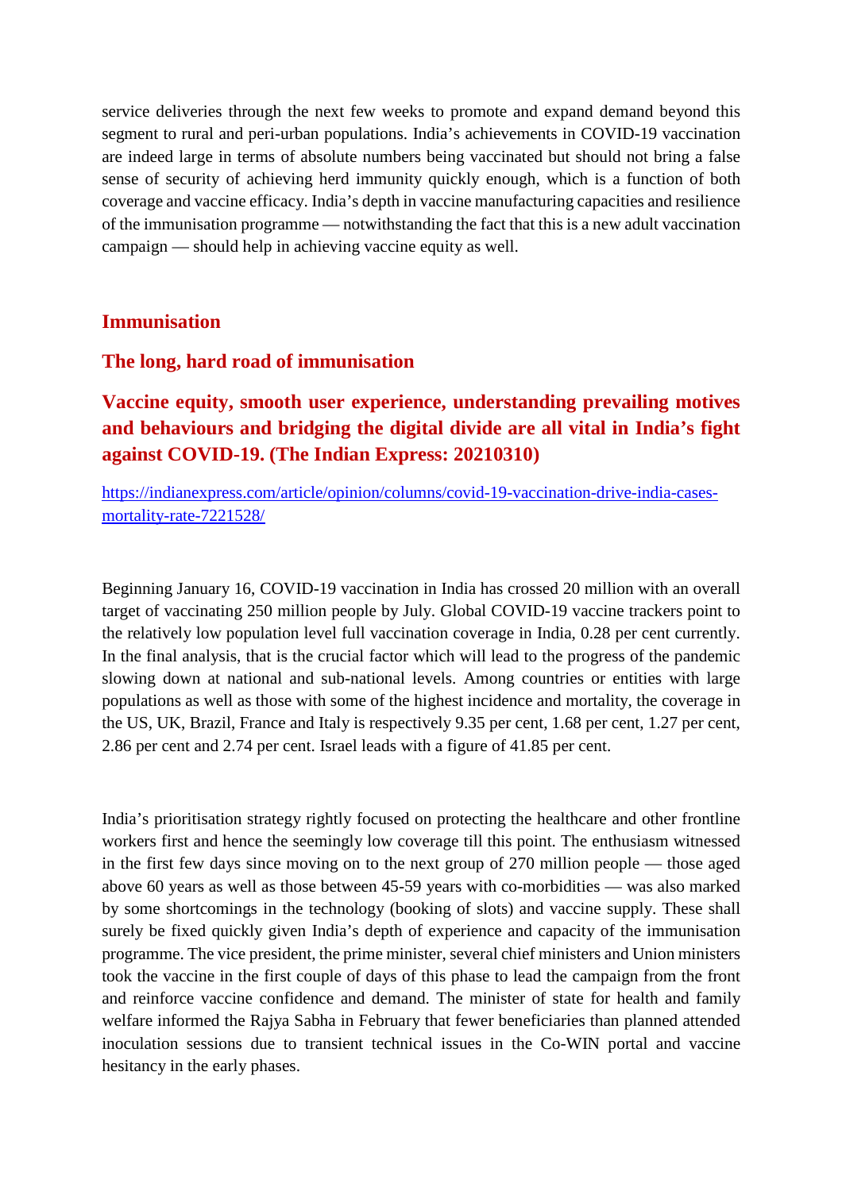service deliveries through the next few weeks to promote and expand demand beyond this segment to rural and peri-urban populations. India's achievements in COVID-19 vaccination are indeed large in terms of absolute numbers being vaccinated but should not bring a false sense of security of achieving herd immunity quickly enough, which is a function of both coverage and vaccine efficacy. India's depth in vaccine manufacturing capacities and resilience of the immunisation programme — notwithstanding the fact that this is a new adult vaccination campaign — should help in achieving vaccine equity as well.

## Immunisation

## The long, hard road of immunisation

### Vaccine equity, smooth user experience, understanding prevailing motives and behaviours and bridging the digital divide are all vital in India's fight against COVID-19. (The Indian Express: 20210310)

https://indianexpress.com/article/opinion/columns/covid-19-vaccination-drive-india-cases-mortality-rate-7221528/

Beginning January 16, COVID-19 vaccination in India has crossed 20 million with an overall target of vaccinating 250 million people by July. Global COVID-19 vaccine trackers point to the relatively low population level full vaccination coverage in India, 0.28 per cent currently. In the final analysis, that is the crucial factor which will lead to the progress of the pandemic slowing down at national and sub-national levels. Among countries or entities with large populations as well as those with some of the highest incidence and mortality, the coverage in the US, UK, Brazil, France and Italy is respectively 9.35 per cent, 1.68 per cent, 1.27 per cent, 2.86 per cent and 2.74 per cent. Israel leads with a figure of 41.85 per cent.

India's prioritisation strategy rightly focused on protecting the healthcare and other frontline workers first and hence the seemingly low coverage till this point. The enthusiasm witnessed in the first few days since moving on to the next group of 270 million people — those aged above 60 years as well as those between 45-59 years with co-morbidities — was also marked by some shortcomings in the technology (booking of slots) and vaccine supply. These shall surely be fixed quickly given India's depth of experience and capacity of the immunisation programme. The vice president, the prime minister, several chief ministers and Union ministers took the vaccine in the first couple of days of this phase to lead the campaign from the front and reinforce vaccine confidence and demand. The minister of state for health and family welfare informed the Rajya Sabha in February that fewer beneficiaries than planned attended inoculation sessions due to transient technical issues in the Co-WIN portal and vaccine hesitancy in the early phases.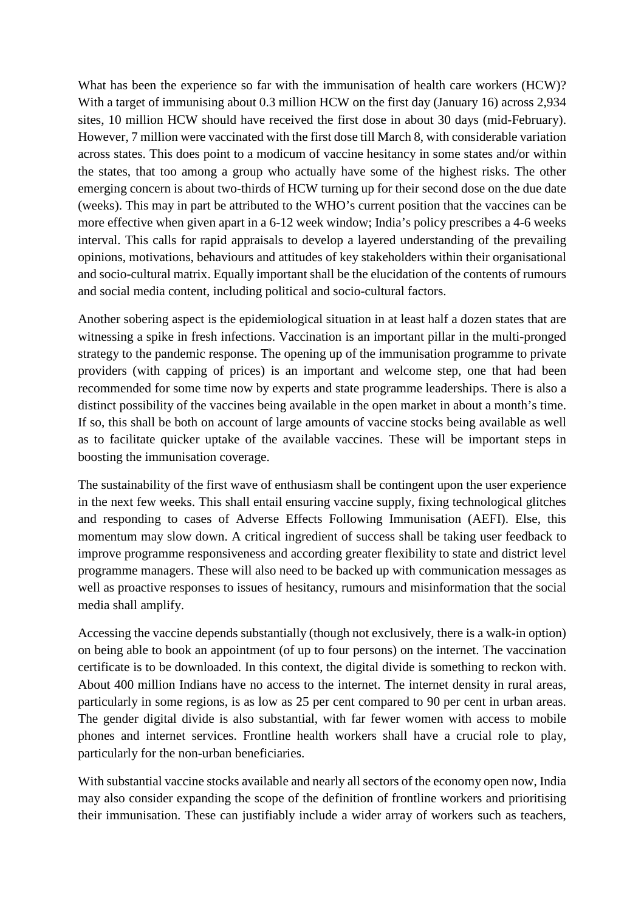What has been the experience so far with the immunisation of health care workers (HCW)? With a target of immunising about 0.3 million HCW on the first day (January 16) across 2,934 sites, 10 million HCW should have received the first dose in about 30 days (mid-February). However, 7 million were vaccinated with the first dose till March 8, with considerable variation across states. This does point to a modicum of vaccine hesitancy in some states and/or within the states, that too among a group who actually have some of the highest risks. The other emerging concern is about two-thirds of HCW turning up for their second dose on the due date (weeks). This may in part be attributed to the WHO's current position that the vaccines can be more effective when given apart in a 6-12 week window; India's policy prescribes a 4-6 weeks interval. This calls for rapid appraisals to develop a layered understanding of the prevailing opinions, motivations, behaviours and attitudes of key stakeholders within their organisational and socio-cultural matrix. Equally important shall be the elucidation of the contents of rumours and social media content, including political and socio-cultural factors.

Another sobering aspect is the epidemiological situation in at least half a dozen states that are witnessing a spike in fresh infections. Vaccination is an important pillar in the multi-pronged strategy to the pandemic response. The opening up of the immunisation programme to private providers (with capping of prices) is an important and welcome step, one that had been recommended for some time now by experts and state programme leaderships. There is also a distinct possibility of the vaccines being available in the open market in about a month's time. If so, this shall be both on account of large amounts of vaccine stocks being available as well as to facilitate quicker uptake of the available vaccines. These will be important steps in boosting the immunisation coverage.

The sustainability of the first wave of enthusiasm shall be contingent upon the user experience in the next few weeks. This shall entail ensuring vaccine supply, fixing technological glitches and responding to cases of Adverse Effects Following Immunisation (AEFI). Else, this momentum may slow down. A critical ingredient of success shall be taking user feedback to improve programme responsiveness and according greater flexibility to state and district level programme managers. These will also need to be backed up with communication messages as well as proactive responses to issues of hesitancy, rumours and misinformation that the social media shall amplify.

Accessing the vaccine depends substantially (though not exclusively, there is a walk-in option) on being able to book an appointment (of up to four persons) on the internet. The vaccination certificate is to be downloaded. In this context, the digital divide is something to reckon with. About 400 million Indians have no access to the internet. The internet density in rural areas, particularly in some regions, is as low as 25 per cent compared to 90 per cent in urban areas. The gender digital divide is also substantial, with far fewer women with access to mobile phones and internet services. Frontline health workers shall have a crucial role to play, particularly for the non-urban beneficiaries.

With substantial vaccine stocks available and nearly all sectors of the economy open now, India may also consider expanding the scope of the definition of frontline workers and prioritising their immunisation. These can justifiably include a wider array of workers such as teachers,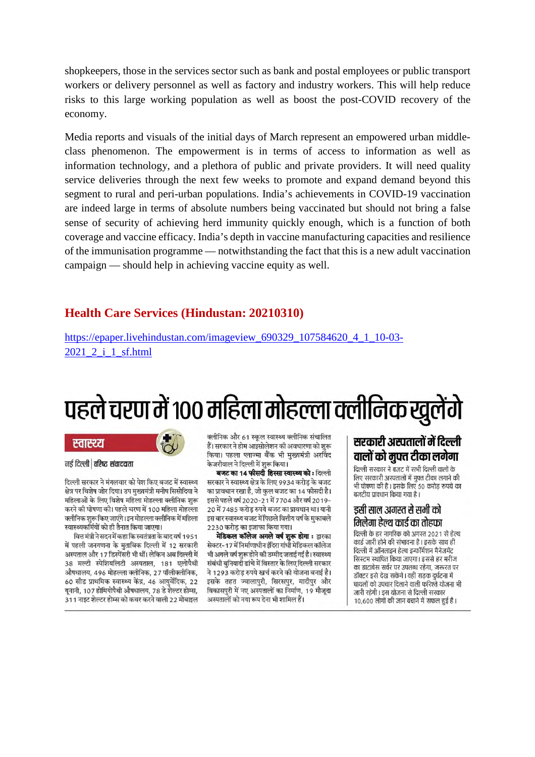shopkeepers, those in the services sector such as bank and postal employees or public transport workers or delivery personnel as well as factory and industry workers. This will help reduce risks to this large working population as well as boost the post-COVID recovery of the economy.

Media reports and visuals of the initial days of March represent an empowered urban middle-class phenomenon. The empowerment is in terms of access to information as well as information technology, and a plethora of public and private providers. It will need quality service deliveries through the next few weeks to promote and expand demand beyond this segment to rural and peri-urban populations. India's achievements in COVID-19 vaccination are indeed large in terms of absolute numbers being vaccinated but should not bring a false sense of security of achieving herd immunity quickly enough, which is a function of both coverage and vaccine efficacy. India's depth in vaccine manufacturing capacities and resilience of the immunisation programme — notwithstanding the fact that this is a new adult vaccination campaign — should help in achieving vaccine equity as well.

## Health Care Services (Hindustan: 20210310)

https://epaper.livehindustan.com/imageview_690329_107584620_4_1_10-03-2021_2_i_1_sf.html

# पहले चरण में 100 महिला मोहल्ला क्लीनिक खुलेंगे

**स्वास्थ्य**

नई दिल्ली | वरिष्ठ संवाददाता

दिल्ली सरकार ने मंगलवार को पेश किए बजट में स्वास्थ्य क्षेत्र पर विशेष जोर दिया। उप मुख्यमंत्री मनीष सिसोदिया ने महिलाओं के लिए विशेष महिला मोहल्ला क्लीनिक शुरू करने की घोषणा की। पहले चरण में 100 महिला मोहल्ला क्लीनिक शुरू किए जाएंगे। इन मोहल्ला क्लीनिक में महिला स्वास्थ्यकर्मियों को ही तैनात किया जाएगा।

वित्त मंत्री ने सदन में कहा कि स्वतंत्रता के बाद वर्ष 1951 में पहली जनगणना के मुताबिक दिल्ली में 12 सरकारी अस्पताल और 17 डिस्पेंसरी भी थीं। लेकिन अब दिल्ली में 38 मल्टी स्पेशियलिटी अस्पताल, 181 एलोपैथी औषधालय, 496 मोहल्ला क्लीनिक, 27 पॉलीक्लीनिक, 60 सीड प्राथमिक स्वास्थ्य केंद्र, 46 आयुर्वेदिक, 22 यूनानी, 107 होमियोपैथी औषधालय, 78 डे शेल्टर होम्स, 311 नाइट शेल्टर होम्स को कवर करने वाली 22 मोबाइल क्लीनिक और 61 स्कूल स्वास्थ्य क्लीनिक संचालित हैं। सरकार ने होम आइसोलेशन की अवधारणा को शुरू किया। पहला प्लाज्मा बैंक भी मुख्यमंत्री अरविंद केजरीवाल ने दिल्ली में शुरू किया।

**बजट का 14 फीसदी हिस्सा स्वास्थ्य को :** दिल्ली सरकार ने स्वास्थ्य क्षेत्र के लिए 9934 करोड़ के बजट का प्रावधान रखा है, जो कुल बजट का 14 फीसदी है। इससे पहले वर्ष 2020-21 में 7704 और वर्ष 2019-20 में 7485 करोड़ रुपये बजट का प्रावधान था। यानी इस बार स्वास्थ्य बजट में पिछले वित्तीय वर्ष के मुकाबले 2230 करोड़ का इजाफा किया गया।

**मेडिकल कॉलेज अगले वर्ष शुरू होगा :** द्वारका सेक्टर-17 में निर्माणाधीन इंदिरा गांधी मेडिकल कॉलेज भी अगले वर्ष शुरू होने की उम्मीद जताई गई है। स्वास्थ्य संबंधी बुनियादी ढांचे में विस्तार के लिए दिल्ली सरकार ने 1293 करोड़ रुपये खर्च करने की योजना बनाई है। इसके तहत ज्वालापुरी, सिरसपुर, मादीपुर और विकासपुरी में नए अस्पतालों का निर्माण, 19 मौजूदा अस्पतालों को नया रूप देना भी शामिल हैं।

### सरकारी अस्पतालों में दिल्ली वालों को मुफ्त टीका लगेगा

दिल्ली सरकार ने बजट में सभी दिल्ली वालों के लिए सरकारी अस्पतालों में मुफ्त टीका लगाने की भी घोषणा की है। इसके लिए 50 करोड़ रुपये का बजटीय प्रावधान किया गया है।

### इसी साल अगस्त से सभी को मिलेगा हेल्थ कार्ड का तोहफा

दिल्ली के हर नागरिक को अगस्त 2021 से हेल्थ कार्ड जारी होने की संभावना है। इसके साथ ही दिल्ली में ऑनलाइन हेल्थ इन्फॉर्मेशन मैनेजमेंट सिस्टम स्थापित किया जाएगा। इससे हर मरीज का डाटाबेस सर्वर पर उपलब्ध रहेगा, जरूरत पर डॉक्टर इसे देख सकेंगे। वहीं सड़क दुर्घटना में घायलों को उपचार दिलाने वाली फरिश्ते योजना भी जारी रहेगी। इस योजना से दिल्ली सरकार 10,600 लोगों की जान बचाने में सफल हुई है।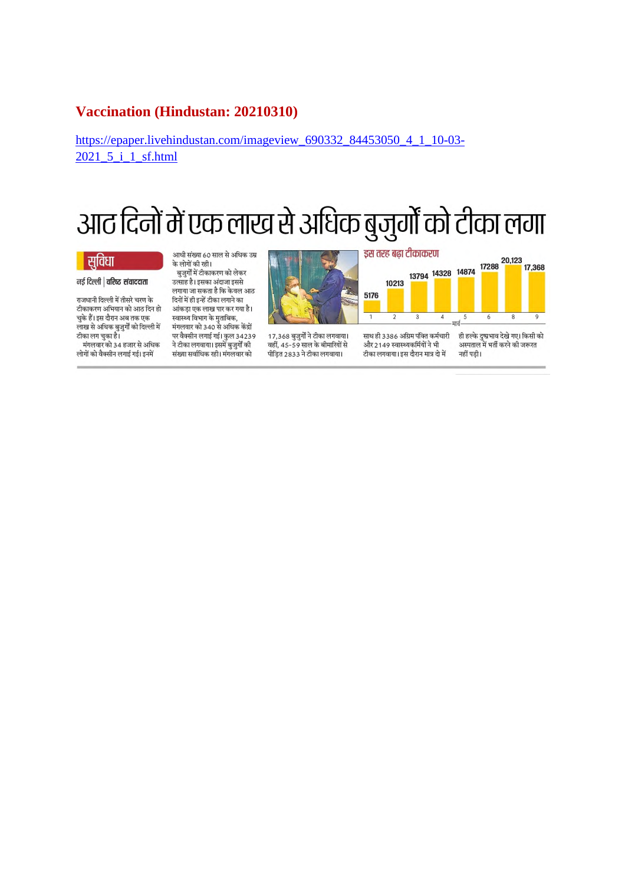**Vaccination (Hindustan: 20210310)**

https://epaper.livehindustan.com/imageview_690332_84453050_4_1_10-03-2021_5_i_1_sf.html

# आठ दिनों में एक लाख से अधिक बुजुर्गों को टीका लगा

**सुविधा**

**नई दिल्ली | वरिष्ठ संवाददाता**

राजधानी दिल्ली में तीसरे चरण के टीकाकरण अभियान को आठ दिन हो चुके हैं। इस दौरान अब तक एक लाख से अधिक बुजुर्गों को दिल्ली में टीका लग चुका है।

मंगलवार को 34 हजार से अधिक लोगों को वैक्सीन लगाई गई। इनमें आधी संख्या 60 साल से अधिक उम्र के लोगों की रही।

बुजुर्गों में टीकाकरण को लेकर उत्साह है। इसका अंदाजा इससे लगाया जा सकता है कि केवल आठ दिनों में ही इन्हें टीका लगाने का आंकड़ा एक लाख पार कर गया है। स्वास्थ्य विभाग के मुताबिक, मंगलवार को 340 से अधिक केंद्रों पर वैक्सीन लगाई गई। कुल 34239 ने टीका लगवाया। इसमें बुजुर्गों की संख्या सर्वाधिक रही। मंगलवार को 17,368 बुजुर्गों ने टीका लगवाया। वहीं, 45-59 साल के बीमारियों से पीड़ित 2833 ने टीका लगवाया। साथ ही 3386 अग्रिम पंक्ति कर्मचारी और 2149 स्वास्थ्यकर्मियों ने भी टीका लगवाया। इस दौरान मात्र दो में ही हल्के दुष्प्रभाव देखे गए। किसी को अस्पताल में भर्ती करने की जरूरत नहीं पड़ी।

**इस तरह बढ़ा टीकाकरण**

5176
10213
13794
14328
14874
17288
20,123
17,368

1 2 3 4 5 6 8 9

मार्च